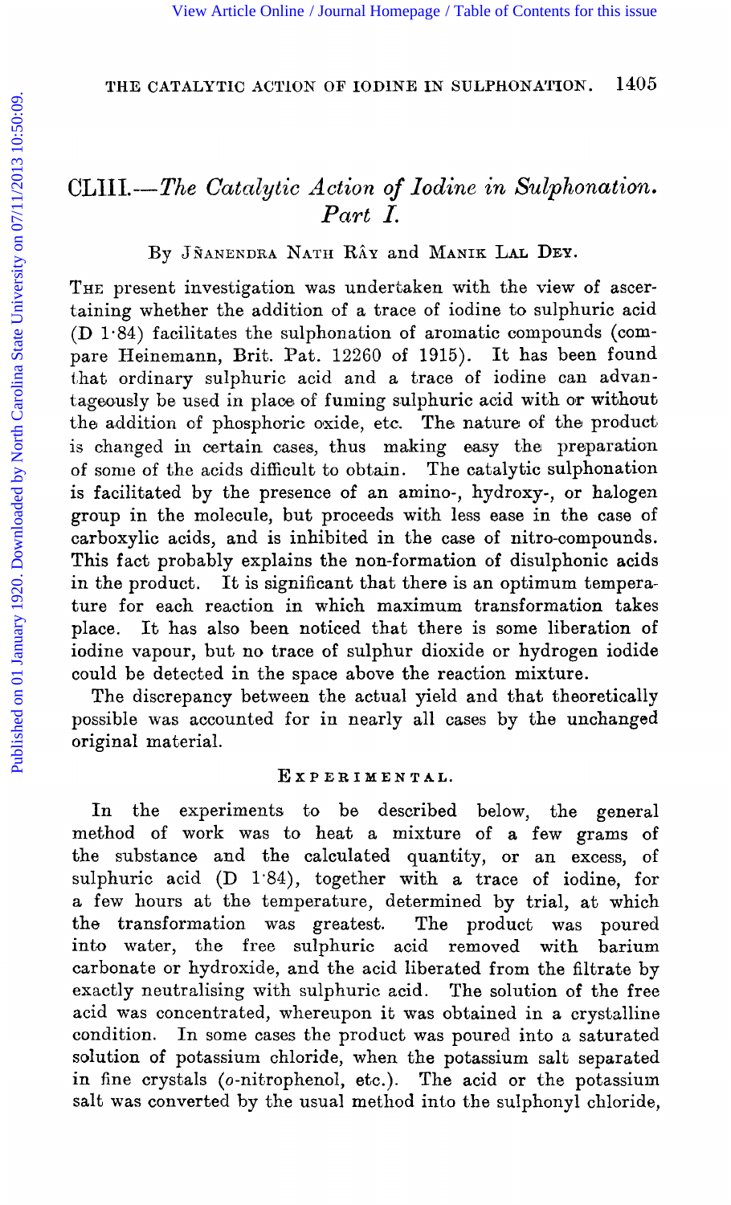# CLIII.—*The Catalytic Action of Iodine in Sulphonation. Part I.*

By Jñanendra Nath Rây and Manik Lal Dey.

The present investigation was undertaken with the view of ascertaining whether the addition of a trace of iodine to sulphuric acid (D 1·84) facilitates the sulphonation of aromatic compounds (compare Heinemann, Brit. Pat. 12260 of 1915). It has been found that ordinary sulphuric acid and a trace of iodine can advantageously be used in place of fuming sulphuric acid with or without the addition of phosphoric oxide, etc. The nature of the product is changed in certain cases, thus making easy the preparation of some of the acids difficult to obtain. The catalytic sulphonation is facilitated by the presence of an amino-, hydroxy-, or halogen group in the molecule, but proceeds with less ease in the case of carboxylic acids, and is inhibited in the case of nitro-compounds. This fact probably explains the non-formation of disulphonic acids in the product. It is significant that there is an optimum temperature for each reaction in which maximum transformation takes place. It has also been noticed that there is some liberation of iodine vapour, but no trace of sulphur dioxide or hydrogen iodide could be detected in the space above the reaction mixture.

The discrepancy between the actual yield and that theoretically possible was accounted for in nearly all cases by the unchanged original material.

## Experimental.

In the experiments to be described below, the general method of work was to heat a mixture of a few grams of the substance and the calculated quantity, or an excess, of sulphuric acid (D 1·84), together with a trace of iodine, for a few hours at the temperature, determined by trial, at which the transformation was greatest. The product was poured into water, the free sulphuric acid removed with barium carbonate or hydroxide, and the acid liberated from the filtrate by exactly neutralising with sulphuric acid. The solution of the free acid was concentrated, whereupon it was obtained in a crystalline condition. In some cases the product was poured into a saturated solution of potassium chloride, when the potassium salt separated in fine crystals (*o*-nitrophenol, etc.). The acid or the potassium salt was converted by the usual method into the sulphonyl chloride,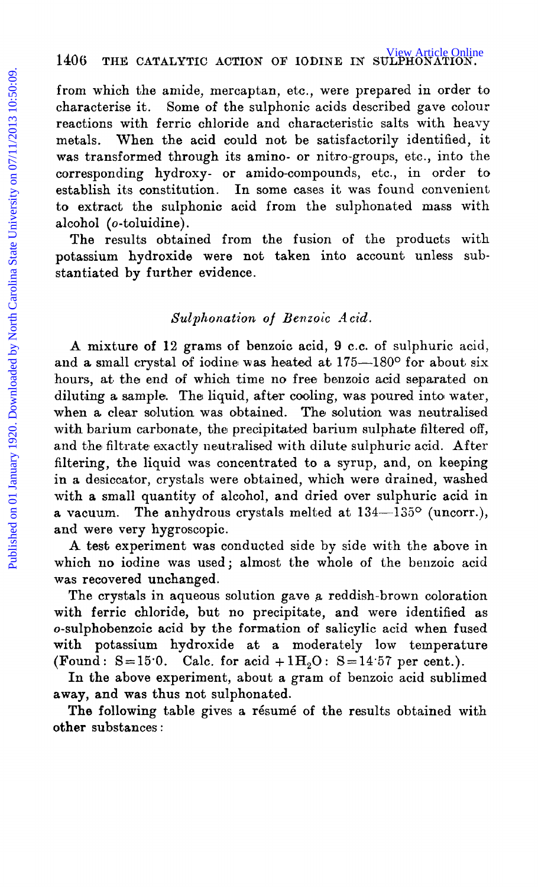from which the amide, mercaptan, etc., were prepared in order to characterise it. Some of the sulphonic acids described gave colour reactions with ferric chloride and characteristic salts with heavy metals. When the acid could not be satisfactorily identified, it was transformed through its amino- or nitro-groups, etc., into the corresponding hydroxy- or amido-compounds, etc., in order to establish its constitution. In some cases it was found convenient to extract the sulphonic acid from the sulphonated mass with alcohol (*o*-toluidine).

The results obtained from the fusion of the products with potassium hydroxide were not taken into account unless substantiated by further evidence.

### *Sulphonation of Benzoic Acid.*

A mixture of 12 grams of benzoic acid, 9 c.c. of sulphuric acid, and a small crystal of iodine was heated at 175—180° for about six hours, at the end of which time no free benzoic acid separated on diluting a sample. The liquid, after cooling, was poured into water, when a clear solution was obtained. The solution was neutralised with barium carbonate, the precipitated barium sulphate filtered off, and the filtrate exactly neutralised with dilute sulphuric acid. After filtering, the liquid was concentrated to a syrup, and, on keeping in a desiccator, crystals were obtained, which were drained, washed with a small quantity of alcohol, and dried over sulphuric acid in a vacuum. The anhydrous crystals melted at 134—135° (uncorr.), and were very hygroscopic.

A test experiment was conducted side by side with the above in which no iodine was used; almost the whole of the benzoic acid was recovered unchanged.

The crystals in aqueous solution gave a reddish-brown coloration with ferric chloride, but no precipitate, and were identified as *o*-sulphobenzoic acid by the formation of salicylic acid when fused with potassium hydroxide at a moderately low temperature (Found: S = 15·0. Calc. for acid + $1H_2O$: S = 14·57 per cent.).

In the above experiment, about a gram of benzoic acid sublimed away, and was thus not sulphonated.

The following table gives a résumé of the results obtained with other substances: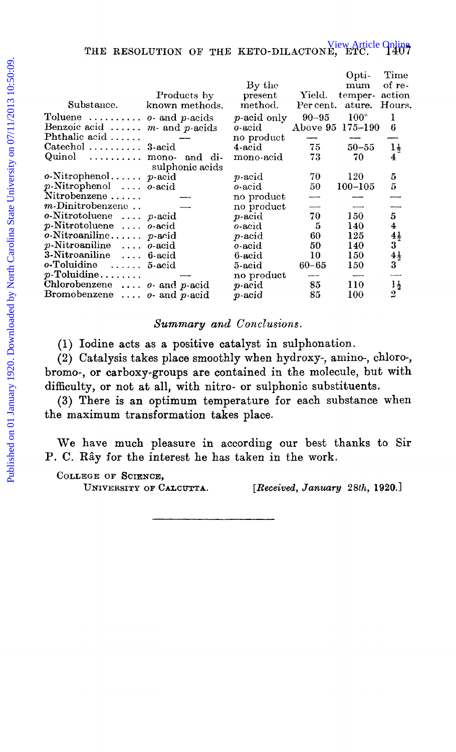| Substance. | Products by known methods. | By the present method. | Yield. Per cent. | Optimum temperature. | Time of reaction Hours. |
|---|---|---|---|---|---|
| Toluene .......... | *o*- and *p*-acids | *p*-acid only | 90–95 | 100° | 1 |
| Benzoic acid ...... | *m*- and *p*-acids | *o*-acid | Above 95 | 175–190 | 6 |
| Phthalic acid ...... | — | no product | — | — | — |
| Catechol .......... | 3-acid | 4-acid | 75 | 50–55 | 1½ |
| Quinol .......... | mono- and di-sulphonic acids | mono-acid | 73 | 70 | 4 |
| *o*-Nitrophenol...... | *p*-acid | *p*-acid | 70 | 120 | 5 |
| *p*-Nitrophenol .... | *o*-acid | *o*-acid | 50 | 100–105 | 5 |
| Nitrobenzene ...... | — | no product | — | — | — |
| *m*-Dinitrobenzene .. | — | no product | — | — | — |
| *o*-Nitrotoluene .... | *p*-acid | *p*-acid | 70 | 150 | 5 |
| *p*-Nitrotoluene .... | *o*-acid | *o*-acid | 5 | 140 | 4 |
| *o*-Nitroaniline...... | *p*-acid | *p*-acid | 60 | 125 | 4½ |
| *p*-Nitroaniline .... | *o*-acid | *o*-acid | 50 | 140 | 3 |
| 3-Nitroaniline .... | 6-acid | 6-acid | 10 | 150 | 4½ |
| *o*-Toluidine ...... | 5-acid | 5-acid | 60–65 | 150 | 3 |
| *p*-Toluidine........ | — | no product | — | — | — |
| Chlorobenzene .... | *o*- and *p*-acid | *p*-acid | 85 | 110 | 1½ |
| Bromobenzene .... | *o*- and *p*-acid | *p*-acid | 85 | 100 | 2 |

## *Summary and Conclusions.*

(1) Iodine acts as a positive catalyst in sulphonation.

(2) Catalysis takes place smoothly when hydroxy-, amino-, chloro-, bromo-, or carboxy-groups are contained in the molecule, but with difficulty, or not at all, with nitro- or sulphonic substituents.

(3) There is an optimum temperature for each substance when the maximum transformation takes place.

We have much pleasure in according our best thanks to Sir P. C. Râу for the interest he has taken in the work.

College of Science,
University of Calcutta. [*Received, January 28th, 1920.*]